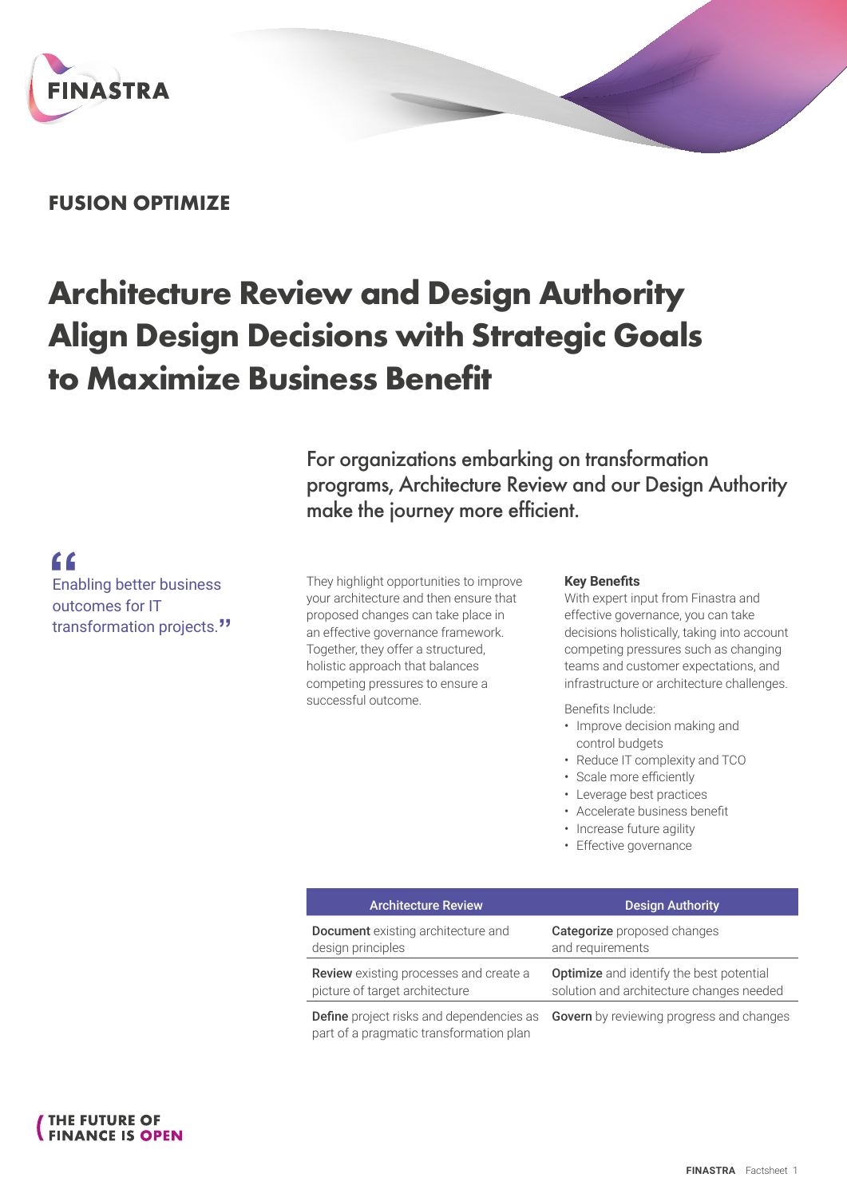FINASTRA

**FUSION OPTIMIZE**

# Architecture Review and Design Authority Align Design Decisions with Strategic Goals to Maximize Business Benefit

For organizations embarking on transformation programs, Architecture Review and our Design Authority make the journey more efficient.

> "Enabling better business outcomes for IT transformation projects."

They highlight opportunities to improve your architecture and then ensure that proposed changes can take place in an effective governance framework. Together, they offer a structured, holistic approach that balances competing pressures to ensure a successful outcome.

**Key Benefits**

With expert input from Finastra and effective governance, you can take decisions holistically, taking into account competing pressures such as changing teams and customer expectations, and infrastructure or architecture challenges.

Benefits Include:

- Improve decision making and control budgets
- Reduce IT complexity and TCO
- Scale more efficiently
- Leverage best practices
- Accelerate business benefit
- Increase future agility
- Effective governance

| Architecture Review | Design Authority |
|---|---|
| **Document** existing architecture and design principles | **Categorize** proposed changes and requirements |
| **Review** existing processes and create a picture of target architecture | **Optimize** and identify the best potential solution and architecture changes needed |
| **Define** project risks and dependencies as part of a pragmatic transformation plan | **Govern** by reviewing progress and changes |

THE FUTURE OF FINANCE IS OPEN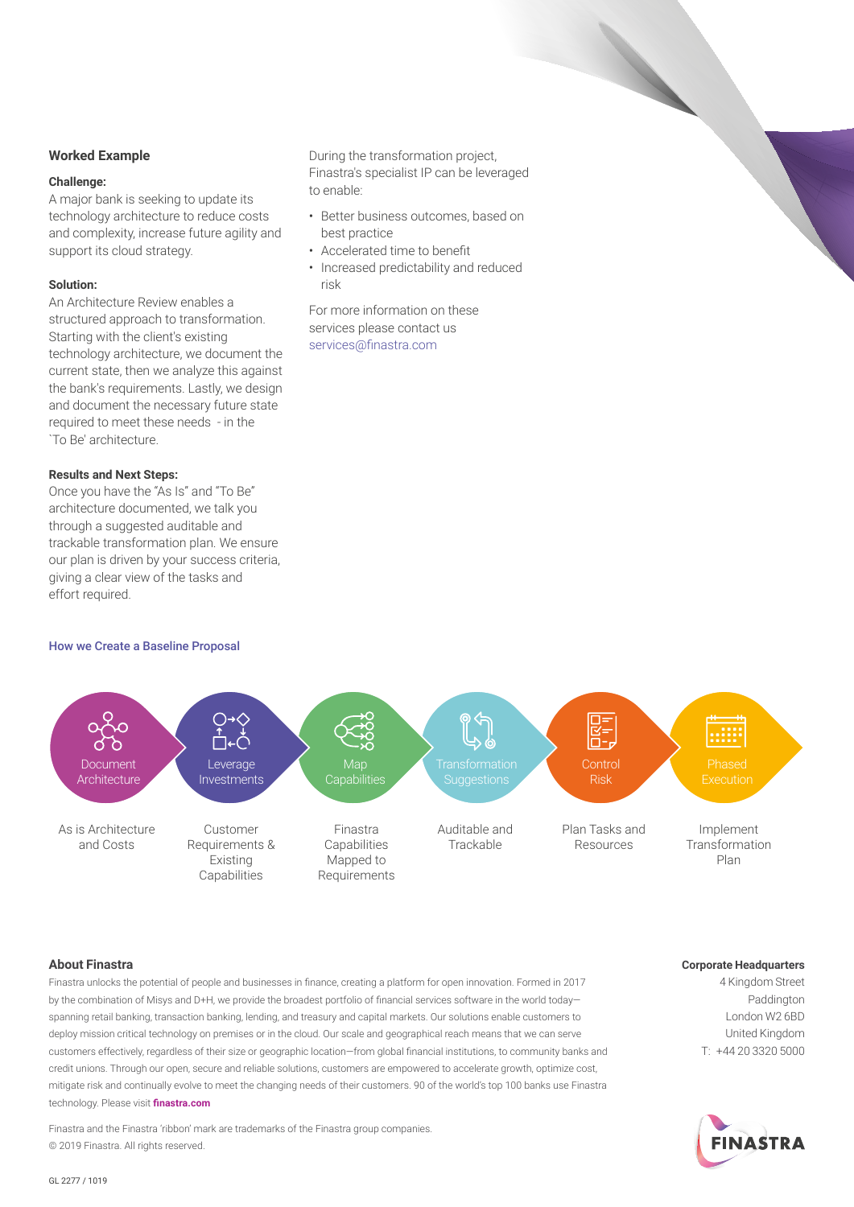## Worked Example

**Challenge:**
A major bank is seeking to update its technology architecture to reduce costs and complexity, increase future agility and support its cloud strategy.

**Solution:**
An Architecture Review enables a structured approach to transformation. Starting with the client's existing technology architecture, we document the current state, then we analyze this against the bank's requirements. Lastly, we design and document the necessary future state required to meet these needs - in the `To Be' architecture.

**Results and Next Steps:**
Once you have the "As Is" and "To Be" architecture documented, we talk you through a suggested auditable and trackable transformation plan. We ensure our plan is driven by your success criteria, giving a clear view of the tasks and effort required.

During the transformation project, Finastra's specialist IP can be leveraged to enable:

- Better business outcomes, based on best practice
- Accelerated time to benefit
- Increased predictability and reduced risk

For more information on these services please contact us services@finastra.com

### How we Create a Baseline Proposal

Document Architecture
As is Architecture and Costs

Leverage Investments
Customer Requirements & Existing Capabilities

Map Capabilities
Finastra Capabilities Mapped to Requirements

Transformation Suggestions
Auditable and Trackable

Control Risk
Plan Tasks and Resources

Phased Execution
Implement Transformation Plan

### About Finastra

Finastra unlocks the potential of people and businesses in finance, creating a platform for open innovation. Formed in 2017 by the combination of Misys and D+H, we provide the broadest portfolio of financial services software in the world today—spanning retail banking, transaction banking, lending, and treasury and capital markets. Our solutions enable customers to deploy mission critical technology on premises or in the cloud. Our scale and geographical reach means that we can serve customers effectively, regardless of their size or geographic location—from global financial institutions, to community banks and credit unions. Through our open, secure and reliable solutions, customers are empowered to accelerate growth, optimize cost, mitigate risk and continually evolve to meet the changing needs of their customers. 90 of the world's top 100 banks use Finastra technology. Please visit **finastra.com**

Finastra and the Finastra 'ribbon' mark are trademarks of the Finastra group companies.
© 2019 Finastra. All rights reserved.

**Corporate Headquarters**
4 Kingdom Street
Paddington
London W2 6BD
United Kingdom
T: +44 20 3320 5000

FINASTRA

GL 2277 / 1019